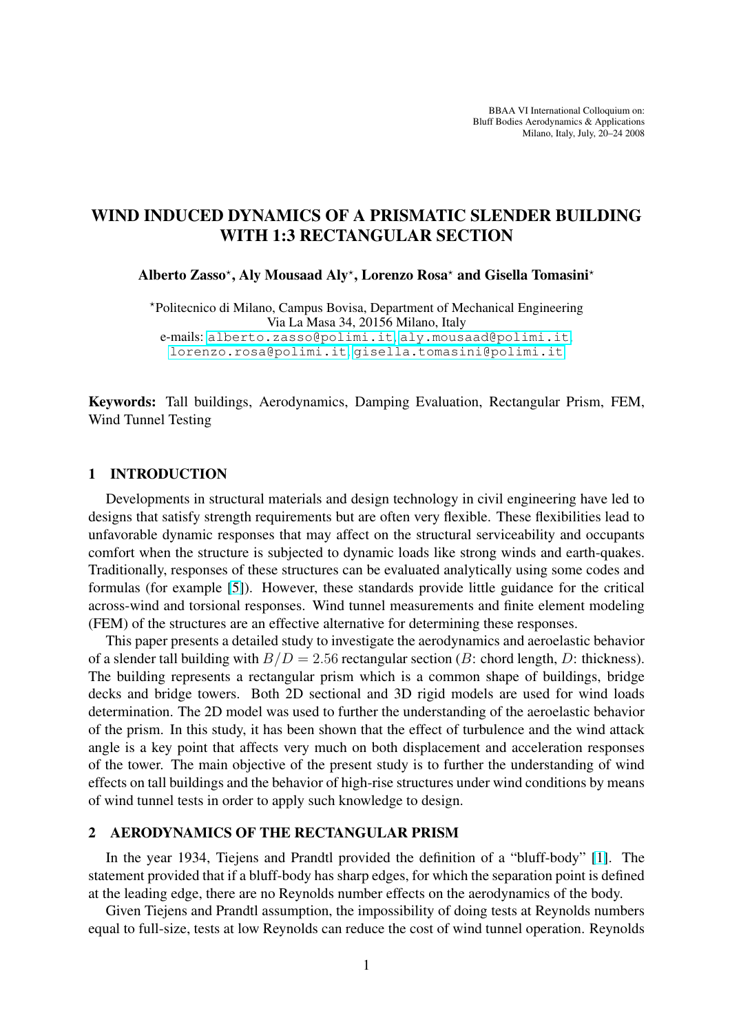BBAA VI International Colloquium on:
Bluff Bodies Aerodynamics & Applications
Milano, Italy, July, 20–24 2008

# WIND INDUCED DYNAMICS OF A PRISMATIC SLENDER BUILDING WITH 1:3 RECTANGULAR SECTION

**Alberto Zasso⋆, Aly Mousaad Aly⋆, Lorenzo Rosa⋆ and Gisella Tomasini⋆**

⋆Politecnico di Milano, Campus Bovisa, Department of Mechanical Engineering
Via La Masa 34, 20156 Milano, Italy
e-mails: alberto.zasso@polimi.it, aly.mousaad@polimi.it, lorenzo.rosa@polimi.it, gisella.tomasini@polimi.it

**Keywords:** Tall buildings, Aerodynamics, Damping Evaluation, Rectangular Prism, FEM, Wind Tunnel Testing

## 1 INTRODUCTION

Developments in structural materials and design technology in civil engineering have led to designs that satisfy strength requirements but are often very flexible. These flexibilities lead to unfavorable dynamic responses that may affect on the structural serviceability and occupants comfort when the structure is subjected to dynamic loads like strong winds and earth-quakes. Traditionally, responses of these structures can be evaluated analytically using some codes and formulas (for example [5]). However, these standards provide little guidance for the critical across-wind and torsional responses. Wind tunnel measurements and finite element modeling (FEM) of the structures are an effective alternative for determining these responses.

This paper presents a detailed study to investigate the aerodynamics and aeroelastic behavior of a slender tall building with $B/D = 2.56$ rectangular section ($B$: chord length, $D$: thickness). The building represents a rectangular prism which is a common shape of buildings, bridge decks and bridge towers. Both 2D sectional and 3D rigid models are used for wind loads determination. The 2D model was used to further the understanding of the aeroelastic behavior of the prism. In this study, it has been shown that the effect of turbulence and the wind attack angle is a key point that affects very much on both displacement and acceleration responses of the tower. The main objective of the present study is to further the understanding of wind effects on tall buildings and the behavior of high-rise structures under wind conditions by means of wind tunnel tests in order to apply such knowledge to design.

## 2 AERODYNAMICS OF THE RECTANGULAR PRISM

In the year 1934, Tiejens and Prandtl provided the definition of a "bluff-body" [1]. The statement provided that if a bluff-body has sharp edges, for which the separation point is defined at the leading edge, there are no Reynolds number effects on the aerodynamics of the body.

Given Tiejens and Prandtl assumption, the impossibility of doing tests at Reynolds numbers equal to full-size, tests at low Reynolds can reduce the cost of wind tunnel operation. Reynolds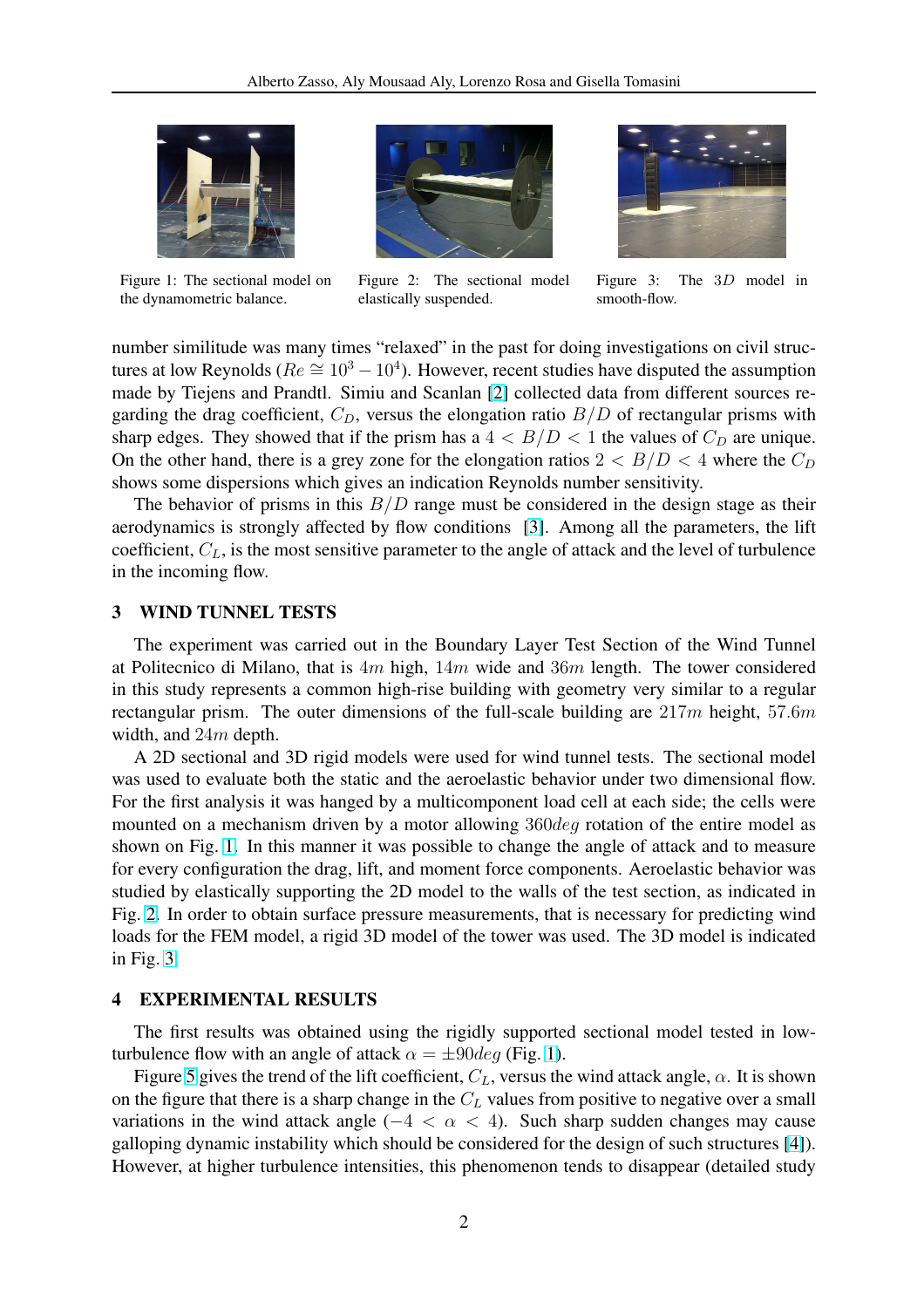Figure 1: The sectional model on the dynamometric balance.

Figure 2: The sectional model elastically suspended.

Figure 3: The $3D$ model in smooth-flow.

number similitude was many times "relaxed" in the past for doing investigations on civil structures at low Reynolds ($Re \cong 10^3 - 10^4$). However, recent studies have disputed the assumption made by Tiejens and Prandtl. Simiu and Scanlan [2] collected data from different sources regarding the drag coefficient, $C_D$, versus the elongation ratio $B/D$ of rectangular prisms with sharp edges. They showed that if the prism has a $4 < B/D < 1$ the values of $C_D$ are unique. On the other hand, there is a grey zone for the elongation ratios $2 < B/D < 4$ where the $C_D$ shows some dispersions which gives an indication Reynolds number sensitivity.

The behavior of prisms in this $B/D$ range must be considered in the design stage as their aerodynamics is strongly affected by flow conditions [3]. Among all the parameters, the lift coefficient, $C_L$, is the most sensitive parameter to the angle of attack and the level of turbulence in the incoming flow.

## 3 WIND TUNNEL TESTS

The experiment was carried out in the Boundary Layer Test Section of the Wind Tunnel at Politecnico di Milano, that is $4m$ high, $14m$ wide and $36m$ length. The tower considered in this study represents a common high-rise building with geometry very similar to a regular rectangular prism. The outer dimensions of the full-scale building are $217m$ height, $57.6m$ width, and $24m$ depth.

A 2D sectional and 3D rigid models were used for wind tunnel tests. The sectional model was used to evaluate both the static and the aeroelastic behavior under two dimensional flow. For the first analysis it was hanged by a multicomponent load cell at each side; the cells were mounted on a mechanism driven by a motor allowing $360deg$ rotation of the entire model as shown on Fig. 1. In this manner it was possible to change the angle of attack and to measure for every configuration the drag, lift, and moment force components. Aeroelastic behavior was studied by elastically supporting the 2D model to the walls of the test section, as indicated in Fig. 2. In order to obtain surface pressure measurements, that is necessary for predicting wind loads for the FEM model, a rigid 3D model of the tower was used. The 3D model is indicated in Fig. 3.

## 4 EXPERIMENTAL RESULTS

The first results was obtained using the rigidly supported sectional model tested in low-turbulence flow with an angle of attack $\alpha = \pm 90deg$ (Fig. 1).

Figure 5 gives the trend of the lift coefficient, $C_L$, versus the wind attack angle, $\alpha$. It is shown on the figure that there is a sharp change in the $C_L$ values from positive to negative over a small variations in the wind attack angle ($-4 < \alpha < 4$). Such sharp sudden changes may cause galloping dynamic instability which should be considered for the design of such structures [4]). However, at higher turbulence intensities, this phenomenon tends to disappear (detailed study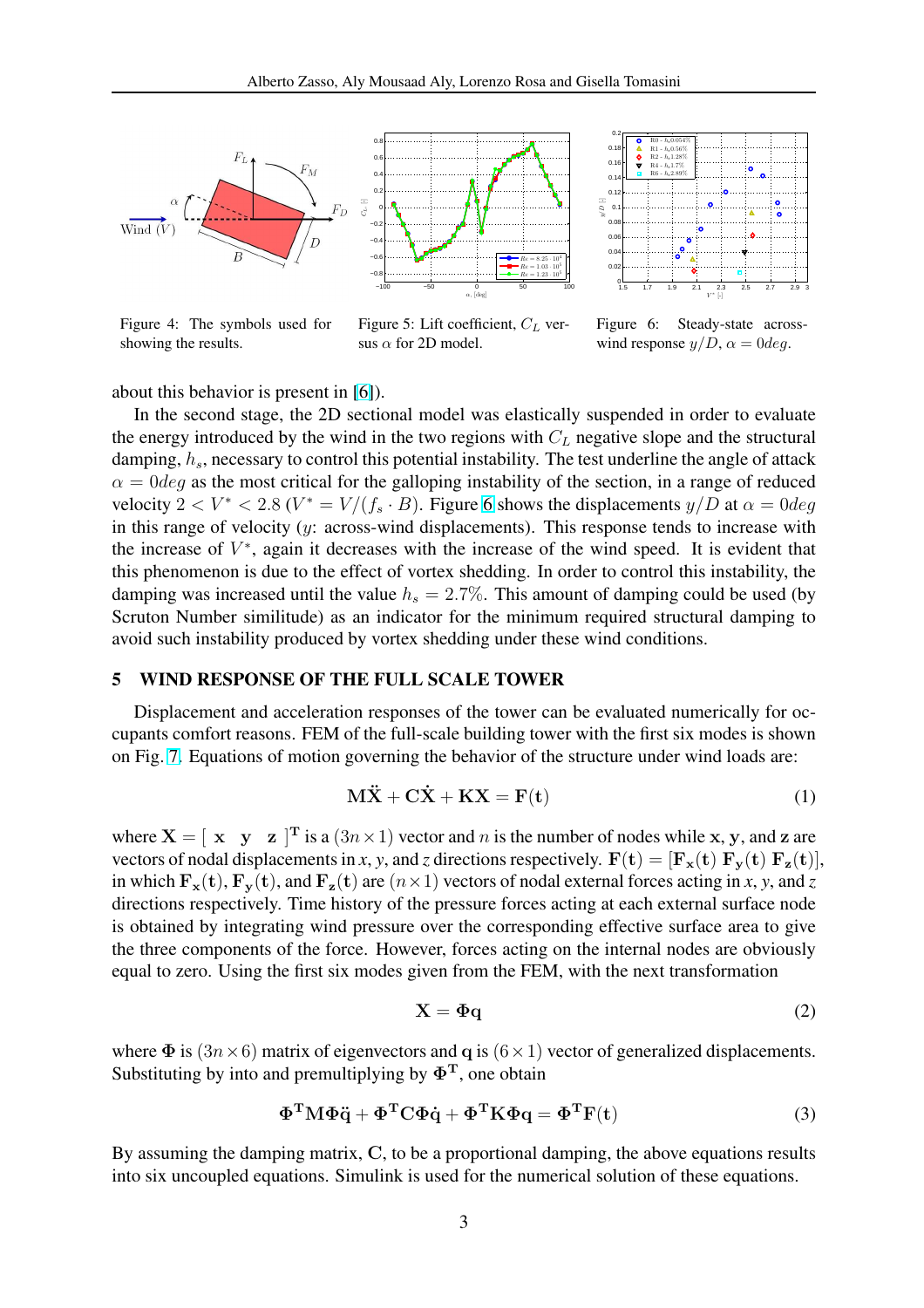Figure 4: The symbols used for showing the results.

Figure 5: Lift coefficient, $C_L$ versus $\alpha$ for 2D model.

Figure 6: Steady-state across-wind response $y/D$, $\alpha = 0deg$.

about this behavior is present in [6]).

In the second stage, the 2D sectional model was elastically suspended in order to evaluate the energy introduced by the wind in the two regions with $C_L$ negative slope and the structural damping, $h_s$, necessary to control this potential instability. The test underline the angle of attack $\alpha = 0deg$ as the most critical for the galloping instability of the section, in a range of reduced velocity $2 < V^* < 2.8$ ($V^* = V/(f_s \cdot B)$). Figure 6 shows the displacements $y/D$ at $\alpha = 0deg$ in this range of velocity ($y$: across-wind displacements). This response tends to increase with the increase of $V^*$, again it decreases with the increase of the wind speed. It is evident that this phenomenon is due to the effect of vortex shedding. In order to control this instability, the damping was increased until the value $h_s = 2.7\%$. This amount of damping could be used (by Scruton Number similitude) as an indicator for the minimum required structural damping to avoid such instability produced by vortex shedding under these wind conditions.

## 5 WIND RESPONSE OF THE FULL SCALE TOWER

Displacement and acceleration responses of the tower can be evaluated numerically for occupants comfort reasons. FEM of the full-scale building tower with the first six modes is shown on Fig. 7. Equations of motion governing the behavior of the structure under wind loads are:

$$\mathbf{M\ddot{X}} + \mathbf{C\dot{X}} + \mathbf{KX} = \mathbf{F(t)} \tag{1}$$

where $\mathbf{X} = [\ \mathbf{x}\quad \mathbf{y}\quad \mathbf{z}\ ]^\mathbf{T}$ is a $(3n \times 1)$ vector and $n$ is the number of nodes while $\mathbf{x}$, $\mathbf{y}$, and $\mathbf{z}$ are vectors of nodal displacements in $x$, $y$, and $z$ directions respectively. $\mathbf{F(t)} = [\mathbf{F_x(t)}\ \mathbf{F_y(t)}\ \mathbf{F_z(t)}]$, in which $\mathbf{F_x(t)}$, $\mathbf{F_y(t)}$, and $\mathbf{F_z(t)}$ are $(n \times 1)$ vectors of nodal external forces acting in $x$, $y$, and $z$ directions respectively. Time history of the pressure forces acting at each external surface node is obtained by integrating wind pressure over the corresponding effective surface area to give the three components of the force. However, forces acting on the internal nodes are obviously equal to zero. Using the first six modes given from the FEM, with the next transformation

$$\mathbf{X} = \mathbf{\Phi q} \tag{2}$$

where $\mathbf{\Phi}$ is $(3n \times 6)$ matrix of eigenvectors and $\mathbf{q}$ is $(6 \times 1)$ vector of generalized displacements. Substituting by into and premultiplying by $\mathbf{\Phi^T}$, one obtain

$$\mathbf{\Phi^T M \Phi \ddot{q}} + \mathbf{\Phi^T C \Phi \dot{q}} + \mathbf{\Phi^T K \Phi q} = \mathbf{\Phi^T F(t)} \tag{3}$$

By assuming the damping matrix, $\mathbf{C}$, to be a proportional damping, the above equations results into six uncoupled equations. Simulink is used for the numerical solution of these equations.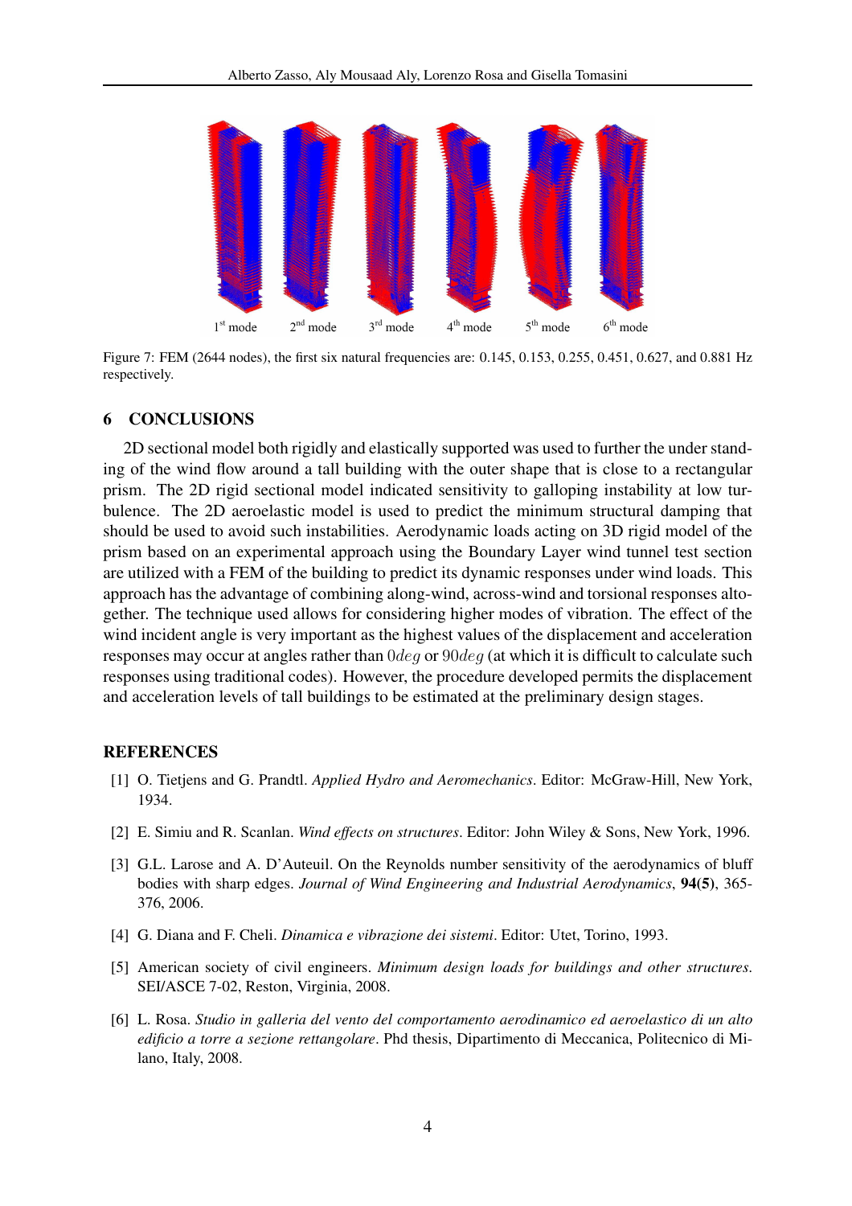1st mode 2nd mode 3rd mode 4th mode 5th mode 6th mode

Figure 7: FEM (2644 nodes), the first six natural frequencies are: 0.145, 0.153, 0.255, 0.451, 0.627, and 0.881 Hz respectively.

## 6 CONCLUSIONS

2D sectional model both rigidly and elastically supported was used to further the under standing of the wind flow around a tall building with the outer shape that is close to a rectangular prism. The 2D rigid sectional model indicated sensitivity to galloping instability at low turbulence. The 2D aeroelastic model is used to predict the minimum structural damping that should be used to avoid such instabilities. Aerodynamic loads acting on 3D rigid model of the prism based on an experimental approach using the Boundary Layer wind tunnel test section are utilized with a FEM of the building to predict its dynamic responses under wind loads. This approach has the advantage of combining along-wind, across-wind and torsional responses altogether. The technique used allows for considering higher modes of vibration. The effect of the wind incident angle is very important as the highest values of the displacement and acceleration responses may occur at angles rather than $0deg$ or $90deg$ (at which it is difficult to calculate such responses using traditional codes). However, the procedure developed permits the displacement and acceleration levels of tall buildings to be estimated at the preliminary design stages.

## REFERENCES

[1] O. Tietjens and G. Prandtl. *Applied Hydro and Aeromechanics*. Editor: McGraw-Hill, New York, 1934.

[2] E. Simiu and R. Scanlan. *Wind effects on structures*. Editor: John Wiley & Sons, New York, 1996.

[3] G.L. Larose and A. D'Auteuil. On the Reynolds number sensitivity of the aerodynamics of bluff bodies with sharp edges. *Journal of Wind Engineering and Industrial Aerodynamics*, **94(5)**, 365-376, 2006.

[4] G. Diana and F. Cheli. *Dinamica e vibrazione dei sistemi*. Editor: Utet, Torino, 1993.

[5] American society of civil engineers. *Minimum design loads for buildings and other structures*. SEI/ASCE 7-02, Reston, Virginia, 2008.

[6] L. Rosa. *Studio in galleria del vento del comportamento aerodinamico ed aeroelastico di un alto edificio a torre a sezione rettangolare*. Phd thesis, Dipartimento di Meccanica, Politecnico di Milano, Italy, 2008.